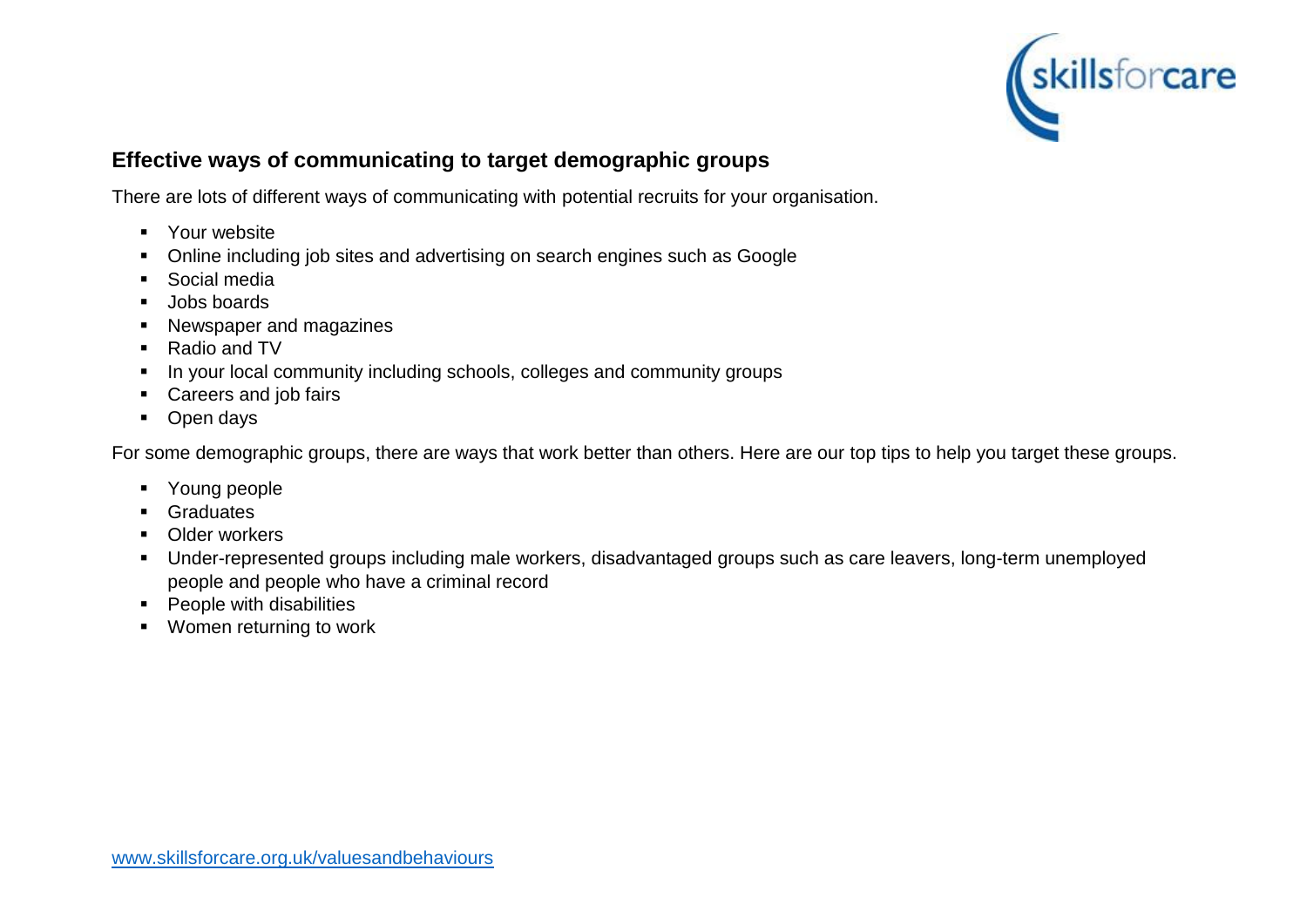## Effective ways of communicating to target demographic groups

There are lots of different ways of communicating with potential recruits for your organisation.

- Your website
- Online including job sites and advertising on search engines such as Google
- Social media
- Jobs boards
- Newspaper and magazines
- Radio and TV
- In your local community including schools, colleges and community groups
- Careers and job fairs
- Open days

For some demographic groups, there are ways that work better than others. Here are our top tips to help you target these groups.

- Young people
- Graduates
- Older workers
- Under-represented groups including male workers, disadvantaged groups such as care leavers, long-term unemployed people and people who have a criminal record
- People with disabilities
- Women returning to work

www.skillsforcare.org.uk/valuesandbehaviours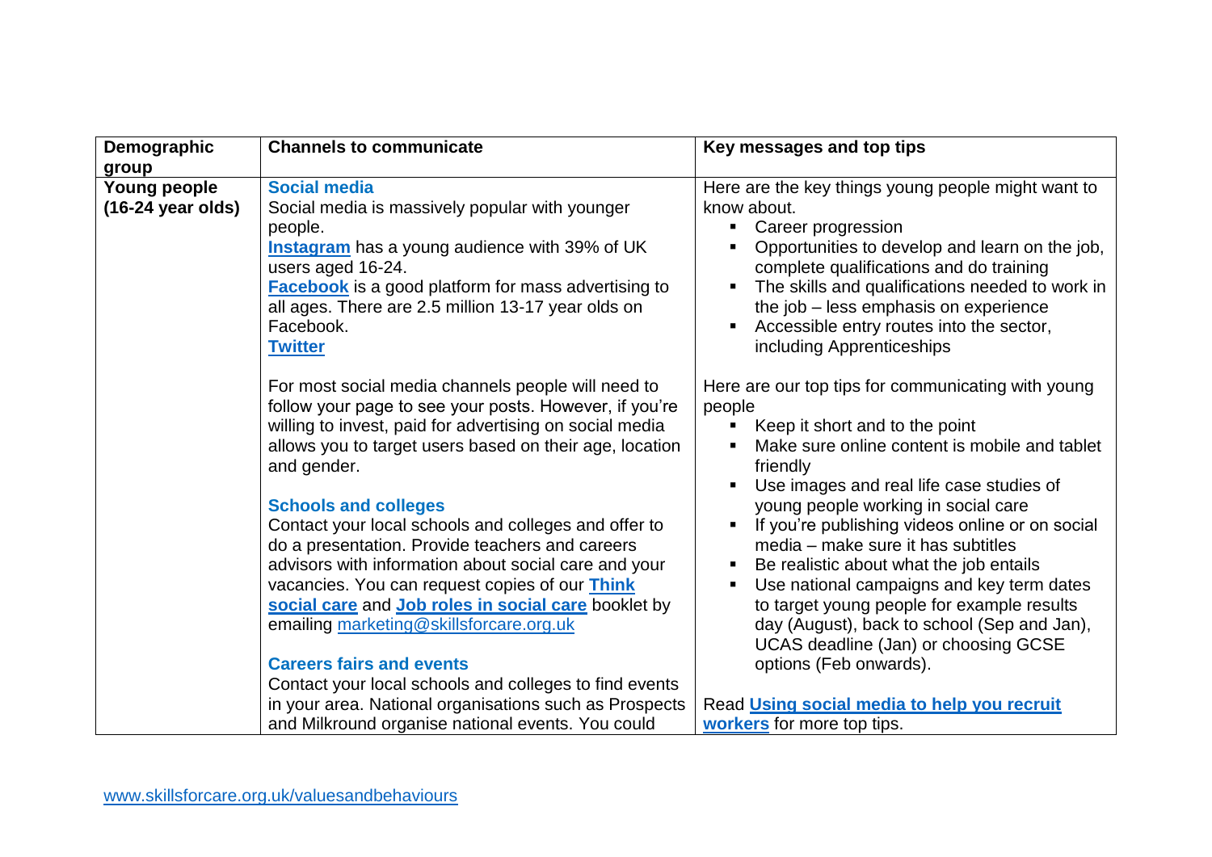| Demographic group | Channels to communicate | Key messages and top tips |
| --- | --- | --- |
| **Young people (16-24 year olds)** | **Social media**<br>Social media is massively popular with younger people.<br>**Instagram** has a young audience with 39% of UK users aged 16-24.<br>**Facebook** is a good platform for mass advertising to all ages. There are 2.5 million 13-17 year olds on Facebook.<br>**Twitter**<br><br>For most social media channels people will need to follow your page to see your posts. However, if you're willing to invest, paid for advertising on social media allows you to target users based on their age, location and gender.<br><br>**Schools and colleges**<br>Contact your local schools and colleges and offer to do a presentation. Provide teachers and careers advisors with information about social care and your vacancies. You can request copies of our **Think social care** and **Job roles in social care** booklet by emailing marketing@skillsforcare.org.uk<br><br>**Careers fairs and events**<br>Contact your local schools and colleges to find events in your area. National organisations such as Prospects and Milkround organise national events. You could | Here are the key things young people might want to know about.<br>▪ Career progression<br>▪ Opportunities to develop and learn on the job, complete qualifications and do training<br>▪ The skills and qualifications needed to work in the job – less emphasis on experience<br>▪ Accessible entry routes into the sector, including Apprenticeships<br><br>Here are our top tips for communicating with young people<br>▪ Keep it short and to the point<br>▪ Make sure online content is mobile and tablet friendly<br>▪ Use images and real life case studies of young people working in social care<br>▪ If you're publishing videos online or on social media – make sure it has subtitles<br>▪ Be realistic about what the job entails<br>▪ Use national campaigns and key term dates to target young people for example results day (August), back to school (Sep and Jan), UCAS deadline (Jan) or choosing GCSE options (Feb onwards).<br><br>Read **Using social media to help you recruit workers** for more top tips. |

www.skillsforcare.org.uk/valuesandbehaviours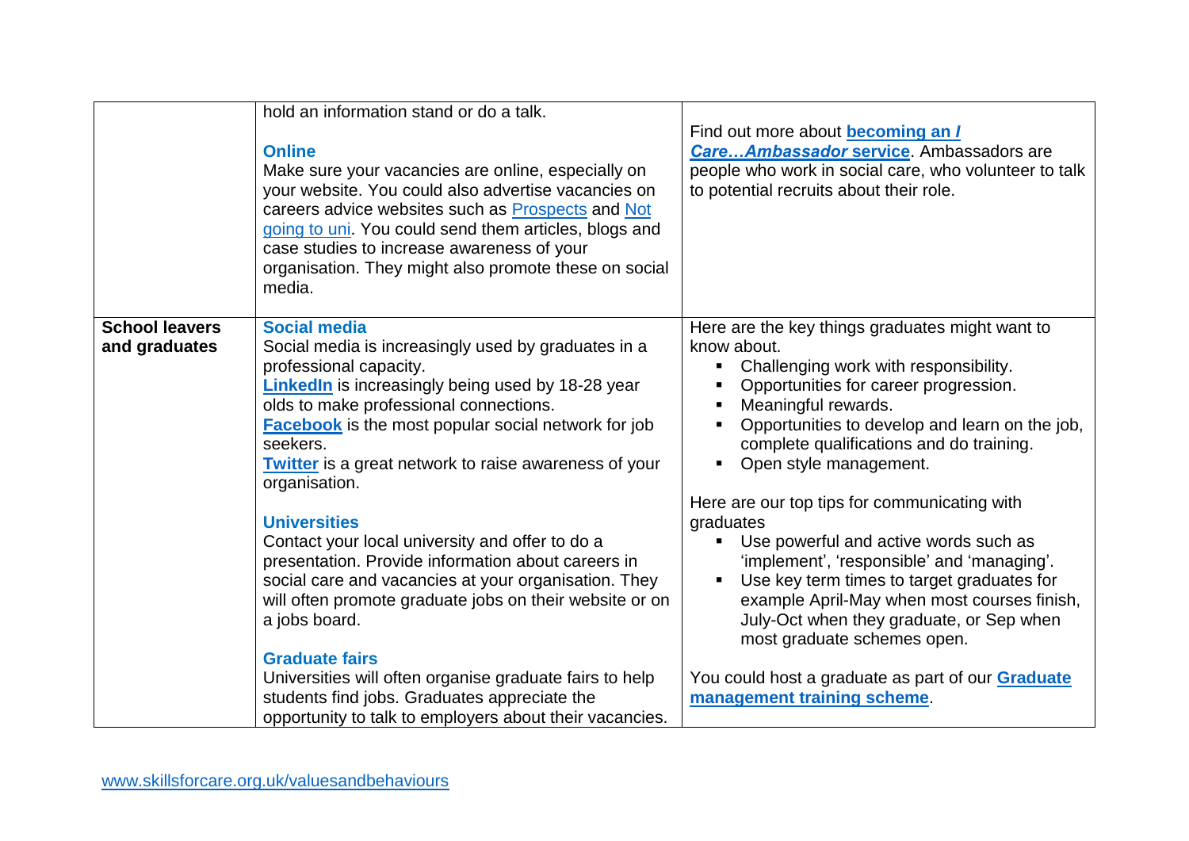| | | |
|---|---|---|
| | hold an information stand or do a talk.<br><br>**Online**<br>Make sure your vacancies are online, especially on your website. You could also advertise vacancies on careers advice websites such as Prospects and Not going to uni. You could send them articles, blogs and case studies to increase awareness of your organisation. They might also promote these on social media. | Find out more about **becoming an *I Care…Ambassador* service**. Ambassadors are people who work in social care, who volunteer to talk to potential recruits about their role. |
| **School leavers and graduates** | **Social media**<br>Social media is increasingly used by graduates in a professional capacity.<br>**LinkedIn** is increasingly being used by 18-28 year olds to make professional connections.<br>**Facebook** is the most popular social network for job seekers.<br>**Twitter** is a great network to raise awareness of your organisation.<br><br>**Universities**<br>Contact your local university and offer to do a presentation. Provide information about careers in social care and vacancies at your organisation. They will often promote graduate jobs on their website or on a jobs board.<br><br>**Graduate fairs**<br>Universities will often organise graduate fairs to help students find jobs. Graduates appreciate the opportunity to talk to employers about their vacancies. | Here are the key things graduates might want to know about.<br>▪ Challenging work with responsibility.<br>▪ Opportunities for career progression.<br>▪ Meaningful rewards.<br>▪ Opportunities to develop and learn on the job, complete qualifications and do training.<br>▪ Open style management.<br><br>Here are our top tips for communicating with graduates<br>▪ Use powerful and active words such as 'implement', 'responsible' and 'managing'.<br>▪ Use key term times to target graduates for example April-May when most courses finish, July-Oct when they graduate, or Sep when most graduate schemes open.<br><br>You could host a graduate as part of our **Graduate management training scheme**. |

www.skillsforcare.org.uk/valuesandbehaviours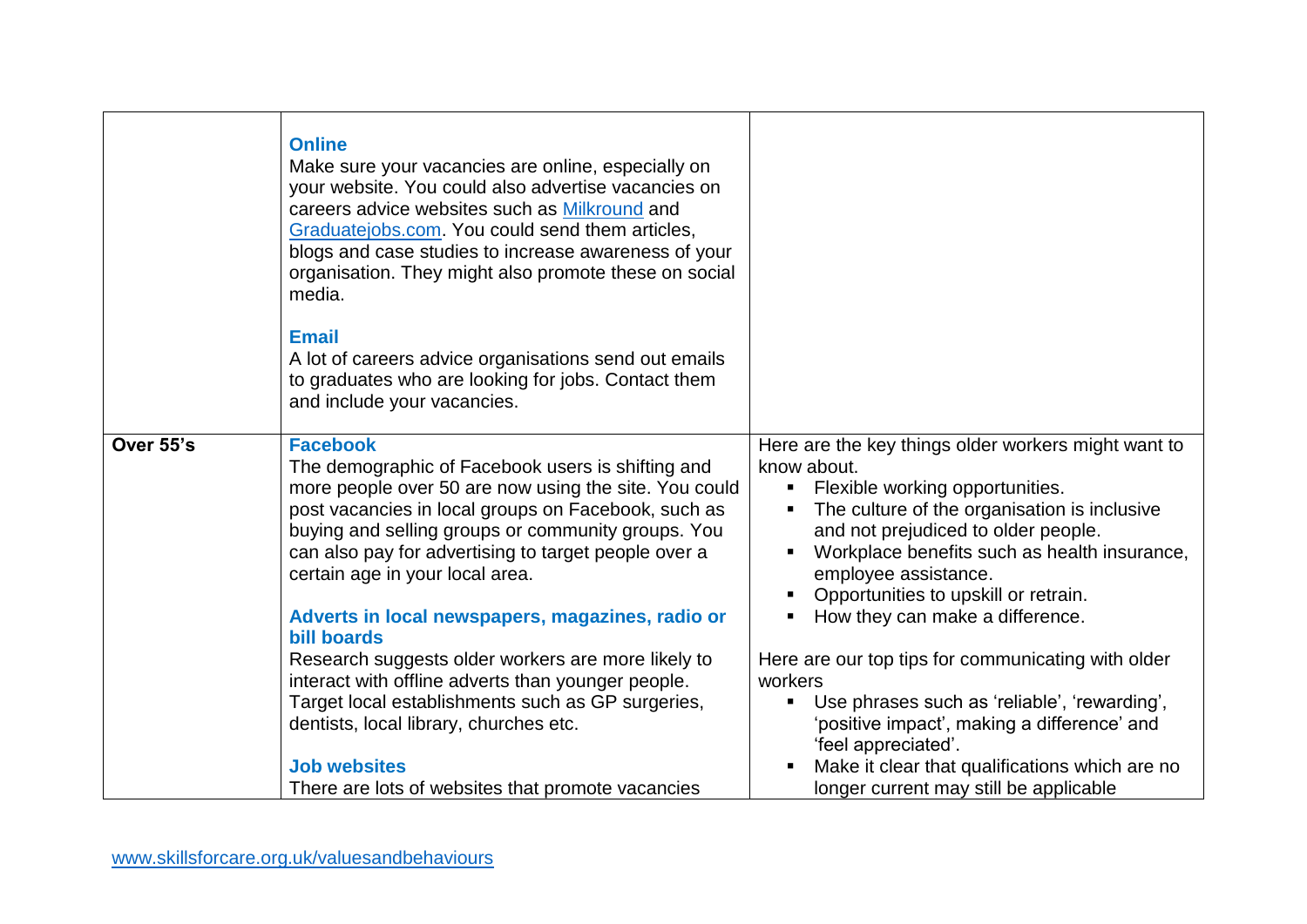| | | |
|---|---|---|
| | **Online**<br>Make sure your vacancies are online, especially on your website. You could also advertise vacancies on careers advice websites such as [Milkround](#) and [Graduatejobs.com](#). You could send them articles, blogs and case studies to increase awareness of your organisation. They might also promote these on social media.<br><br>**Email**<br>A lot of careers advice organisations send out emails to graduates who are looking for jobs. Contact them and include your vacancies. | |
| **Over 55's** | **Facebook**<br>The demographic of Facebook users is shifting and more people over 50 are now using the site. You could post vacancies in local groups on Facebook, such as buying and selling groups or community groups. You can also pay for advertising to target people over a certain age in your local area.<br><br>**Adverts in local newspapers, magazines, radio or bill boards**<br>Research suggests older workers are more likely to interact with offline adverts than younger people. Target local establishments such as GP surgeries, dentists, local library, churches etc.<br><br>**Job websites**<br>There are lots of websites that promote vacancies | Here are the key things older workers might want to know about.<br>▪ Flexible working opportunities.<br>▪ The culture of the organisation is inclusive and not prejudiced to older people.<br>▪ Workplace benefits such as health insurance, employee assistance.<br>▪ Opportunities to upskill or retrain.<br>▪ How they can make a difference.<br><br>Here are our top tips for communicating with older workers<br>▪ Use phrases such as 'reliable', 'rewarding', 'positive impact', making a difference' and 'feel appreciated'.<br>▪ Make it clear that qualifications which are no longer current may still be applicable |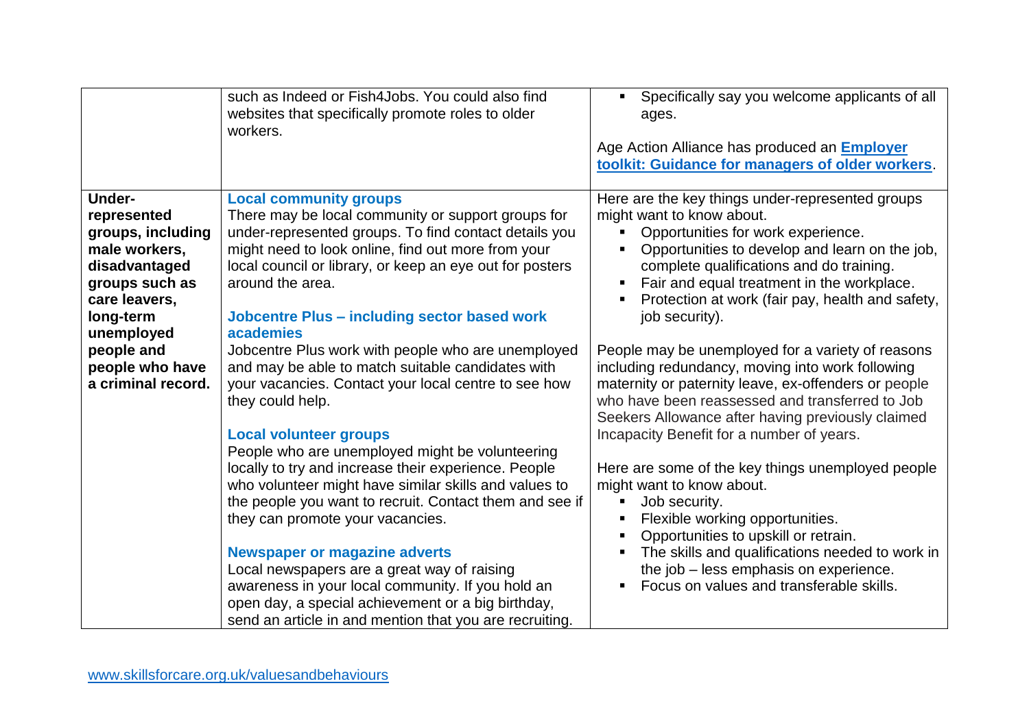| | | |
|---|---|---|
| | such as Indeed or Fish4Jobs. You could also find websites that specifically promote roles to older workers. | • Specifically say you welcome applicants of all ages.<br><br>Age Action Alliance has produced an **Employer toolkit: Guidance for managers of older workers**. |
| **Under-represented groups, including male workers, disadvantaged groups such as care leavers, long-term unemployed people and people who have a criminal record.** | **Local community groups**<br>There may be local community or support groups for under-represented groups. To find contact details you might need to look online, find out more from your local council or library, or keep an eye out for posters around the area.<br><br>**Jobcentre Plus – including sector based work academies**<br>Jobcentre Plus work with people who are unemployed and may be able to match suitable candidates with your vacancies. Contact your local centre to see how they could help.<br><br>**Local volunteer groups**<br>People who are unemployed might be volunteering locally to try and increase their experience. People who volunteer might have similar skills and values to the people you want to recruit. Contact them and see if they can promote your vacancies.<br><br>**Newspaper or magazine adverts**<br>Local newspapers are a great way of raising awareness in your local community. If you hold an open day, a special achievement or a big birthday, send an article in and mention that you are recruiting. | Here are the key things under-represented groups might want to know about.<br>• Opportunities for work experience.<br>• Opportunities to develop and learn on the job, complete qualifications and do training.<br>• Fair and equal treatment in the workplace.<br>• Protection at work (fair pay, health and safety, job security).<br><br>People may be unemployed for a variety of reasons including redundancy, moving into work following maternity or paternity leave, ex-offenders or people who have been reassessed and transferred to Job Seekers Allowance after having previously claimed Incapacity Benefit for a number of years.<br><br>Here are some of the key things unemployed people might want to know about.<br>• Job security.<br>• Flexible working opportunities.<br>• Opportunities to upskill or retrain.<br>• The skills and qualifications needed to work in the job – less emphasis on experience.<br>• Focus on values and transferable skills. |

www.skillsforcare.org.uk/valuesandbehaviours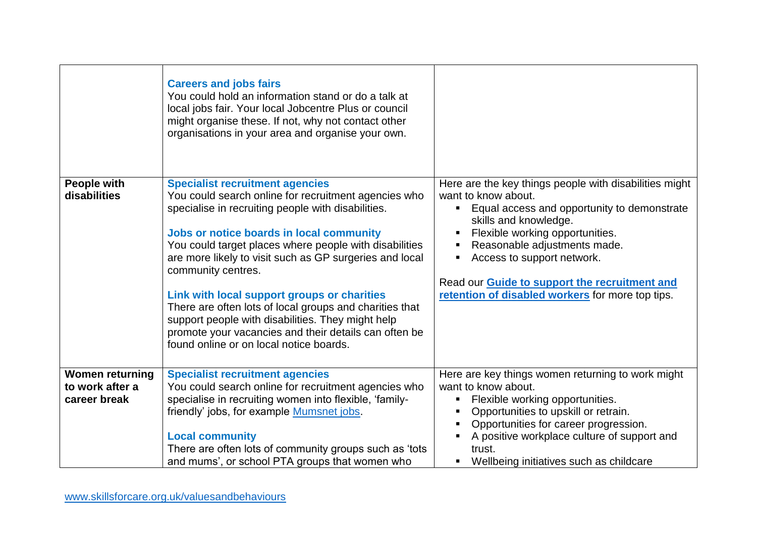| | | |
|---|---|---|
| | **Careers and jobs fairs**<br>You could hold an information stand or do a talk at local jobs fair. Your local Jobcentre Plus or council might organise these. If not, why not contact other organisations in your area and organise your own. | |
| **People with disabilities** | **Specialist recruitment agencies**<br>You could search online for recruitment agencies who specialise in recruiting people with disabilities.<br><br>**Jobs or notice boards in local community**<br>You could target places where people with disabilities are more likely to visit such as GP surgeries and local community centres.<br><br>**Link with local support groups or charities**<br>There are often lots of local groups and charities that support people with disabilities. They might help promote your vacancies and their details can often be found online or on local notice boards. | Here are the key things people with disabilities might want to know about.<br>▪ Equal access and opportunity to demonstrate skills and knowledge.<br>▪ Flexible working opportunities.<br>▪ Reasonable adjustments made.<br>▪ Access to support network.<br><br>Read our **Guide to support the recruitment and retention of disabled workers** for more top tips. |
| **Women returning to work after a career break** | **Specialist recruitment agencies**<br>You could search online for recruitment agencies who specialise in recruiting women into flexible, 'family-friendly' jobs, for example Mumsnet jobs.<br><br>**Local community**<br>There are often lots of community groups such as 'tots and mums', or school PTA groups that women who | Here are key things women returning to work might want to know about.<br>▪ Flexible working opportunities.<br>▪ Opportunities to upskill or retrain.<br>▪ Opportunities for career progression.<br>▪ A positive workplace culture of support and trust.<br>▪ Wellbeing initiatives such as childcare |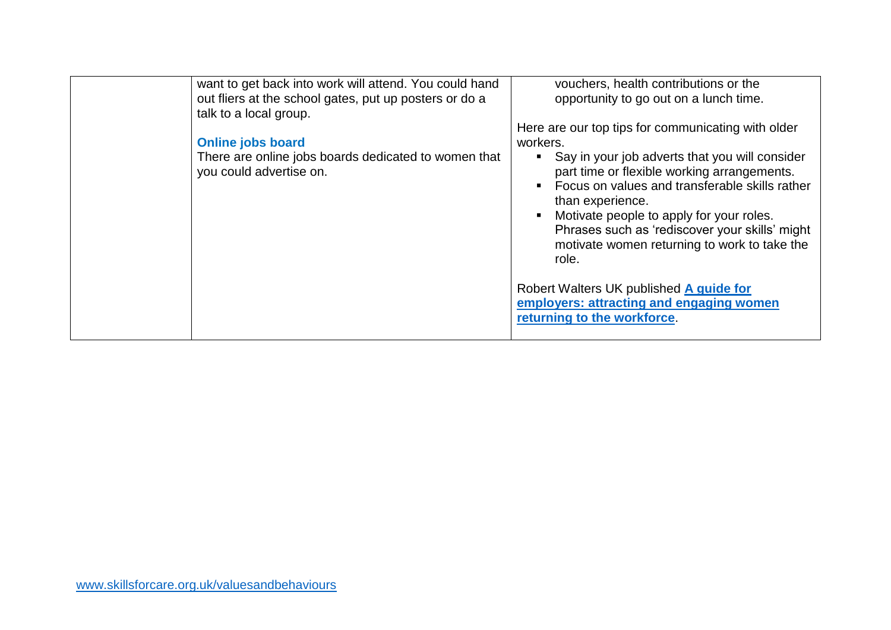| | | |
|---|---|---|
| | want to get back into work will attend. You could hand out fliers at the school gates, put up posters or do a talk to a local group.<br><br>**Online jobs board**<br>There are online jobs boards dedicated to women that you could advertise on. | vouchers, health contributions or the opportunity to go out on a lunch time.<br><br>Here are our top tips for communicating with older workers.<br>▪ Say in your job adverts that you will consider part time or flexible working arrangements.<br>▪ Focus on values and transferable skills rather than experience.<br>▪ Motivate people to apply for your roles. Phrases such as 'rediscover your skills' might motivate women returning to work to take the role.<br><br>Robert Walters UK published **A guide for employers: attracting and engaging women returning to the workforce**. |

www.skillsforcare.org.uk/valuesandbehaviours